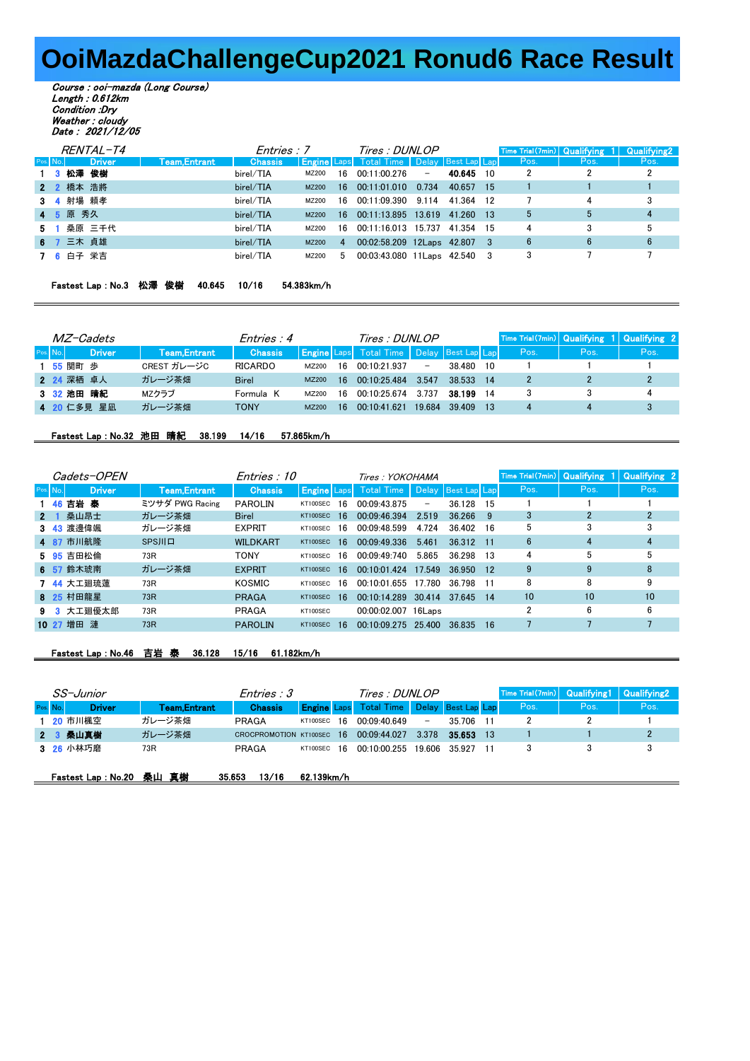# OoiMazdaChallengeCup2021 Ronud6 Race Result

*Course : ooi-mazda (Long Course)*
*Length : 0.612km*
*Condition :Dry*
*Weather : cloudy*
*Date : 2021/12/05*

## RENTAL-T4

*Entries : 7* *Tires : DUNLOP*

| Pos. | No. | Driver | Team,Entrant | Chassis | Engine | Laps | Total Time | Delay | Best Lap | Lap | Time Trial(7min) Pos. | Qualifying 1 Pos. | Qualifying2 Pos. |
|---|---|---|---|---|---|---|---|---|---|---|---|---|---|
| 1 | 3 | **松澤 俊樹** | | birel/TIA | MZ200 | 16 | 00:11:00.276 | − | **40.645** | 10 | 2 | 2 | 2 |
| 2 | 2 | 橋本 浩將 | | birel/TIA | MZ200 | 16 | 00:11:01.010 | 0.734 | 40.657 | 15 | 1 | 1 | 1 |
| 3 | 4 | 射場 頼孝 | | birel/TIA | MZ200 | 16 | 00:11:09.390 | 9.114 | 41.364 | 12 | 7 | 4 | 3 |
| 4 | 5 | 原 秀久 | | birel/TIA | MZ200 | 16 | 00:11:13.895 | 13.619 | 41.260 | 13 | 5 | 5 | 4 |
| 5 | 1 | 桑原 三千代 | | birel/TIA | MZ200 | 16 | 00:11:16.013 | 15.737 | 41.354 | 15 | 4 | 3 | 5 |
| 6 | 7 | 三木 貞雄 | | birel/TIA | MZ200 | 4 | 00:02:58.209 | 12Laps | 42.807 | 3 | 6 | 6 | 6 |
| 7 | 6 | 白子 栄吉 | | birel/TIA | MZ200 | 5 | 00:03:43.080 | 11Laps | 42.540 | 3 | 3 | 7 | 7 |

**Fastest Lap : No.3 松澤 俊樹 40.645 10/16 54.383km/h**

## MZ-Cadets

*Entries : 4* *Tires : DUNLOP*

| Pos. | No. | Driver | Team,Entrant | Chassis | Engine | Laps | Total Time | Delay | Best Lap | Lap | Time Trial(7min) Pos. | Qualifying 1 Pos. | Qualifying 2 Pos. |
|---|---|---|---|---|---|---|---|---|---|---|---|---|---|
| 1 | 55 | 関町 歩 | CREST ガレージC | RICARDO | MZ200 | 16 | 00:10:21.937 | − | 38.480 | 10 | 1 | 1 | 1 |
| 2 | 24 | 深栖 卓人 | ガレージ茶畑 | Birel | MZ200 | 16 | 00:10:25.484 | 3.547 | 38.533 | 14 | 2 | 2 | 2 |
| 3 | 32 | **池田 晴紀** | MZクラブ | Formula K | MZ200 | 16 | 00:10:25.674 | 3.737 | **38.199** | 14 | 3 | 3 | 4 |
| 4 | 20 | 仁多見 星凪 | ガレージ茶畑 | TONY | MZ200 | 16 | 00:10:41.621 | 19.684 | 39.409 | 13 | 4 | 4 | 3 |

**Fastest Lap : No.32 池田 晴紀 38.199 14/16 57.865km/h**

## Cadets-OPEN

*Entries : 10* *Tires : YOKOHAMA*

| Pos. | No. | Driver | Team,Entrant | Chassis | Engine | Laps | Total Time | Delay | Best Lap | Lap | Time Trial(7min) Pos. | Qualifying 1 Pos. | Qualifying 2 Pos. |
|---|---|---|---|---|---|---|---|---|---|---|---|---|---|
| 1 | 46 | **吉岩 泰** | ミツサダ PWG Racing | PAROLIN | KT100SEC | 16 | 00:09:43.875 | − | 36.128 | 15 | 1 | 1 | 1 |
| 2 | 1 | 桑山昌士 | ガレージ茶畑 | Birel | KT100SEC | 16 | 00:09:46.394 | 2.519 | 36.266 | 9 | 3 | 2 | 2 |
| 3 | 43 | 渡邊偉颯 | ガレージ茶畑 | EXPRIT | KT100SEC | 16 | 00:09:48.599 | 4.724 | 36.402 | 16 | 5 | 3 | 3 |
| 4 | 87 | 市川航隆 | SPS川口 | WILDKART | KT100SEC | 16 | 00:09:49.336 | 5.461 | 36.312 | 11 | 6 | 4 | 4 |
| 5 | 95 | 吉田松倫 | 73R | TONY | KT100SEC | 16 | 00:09:49:740 | 5.865 | 36.298 | 13 | 4 | 5 | 5 |
| 6 | 57 | 鈴木琥南 | ガレージ茶畑 | EXPRIT | KT100SEC | 16 | 00:10:01.424 | 17.549 | 36.950 | 12 | 9 | 9 | 8 |
| 7 | 44 | 大工廻琉蓮 | 73R | KOSMIC | KT100SEC | 16 | 00:10:01.655 | 17.780 | 36.798 | 11 | 8 | 8 | 9 |
| 8 | 25 | 村田龍星 | 73R | PRAGA | KT100SEC | 16 | 00:10:14.289 | 30.414 | 37.645 | 14 | 10 | 10 | 10 |
| 9 | 3 | 大工廻優太郎 | 73R | PRAGA | KT100SEC | | 00:00:02.007 | 16Laps | | | 2 | 6 | 6 |
| 10 | 27 | 増田 漣 | 73R | PAROLIN | KT100SEC | 16 | 00:10:09.275 | 25.400 | 36.835 | 16 | 7 | 7 | 7 |

**Fastest Lap : No.46 吉岩 泰 36.128 15/16 61.182km/h**

## SS-Junior

*Entries : 3* *Tires : DUNLOP*

| Pos. | No. | Driver | Team,Entrant | Chassis | Engine | Laps | Total Time | Delay | Best Lap | Lap | Time Trial(7min) Pos. | Qualifying1 Pos. | Qualifying2 Pos. |
|---|---|---|---|---|---|---|---|---|---|---|---|---|---|
| 1 | 20 | 市川楓空 | ガレージ茶畑 | PRAGA | KT100SEC | 16 | 00:09:40.649 | − | 35.706 | 11 | 2 | 2 | 1 |
| 2 | 3 | **桑山真樹** | ガレージ茶畑 | CROCPROMOTION | KT100SEC | 16 | 00:09:44.027 | 3.378 | **35.653** | 13 | 1 | 1 | 2 |
| 3 | 26 | 小林巧磨 | 73R | PRAGA | KT100SEC | 16 | 00:10:00.255 | 19.606 | 35.927 | 11 | 3 | 3 | 3 |

**Fastest Lap : No.20 桑山 真樹 35.653 13/16 62.139km/h**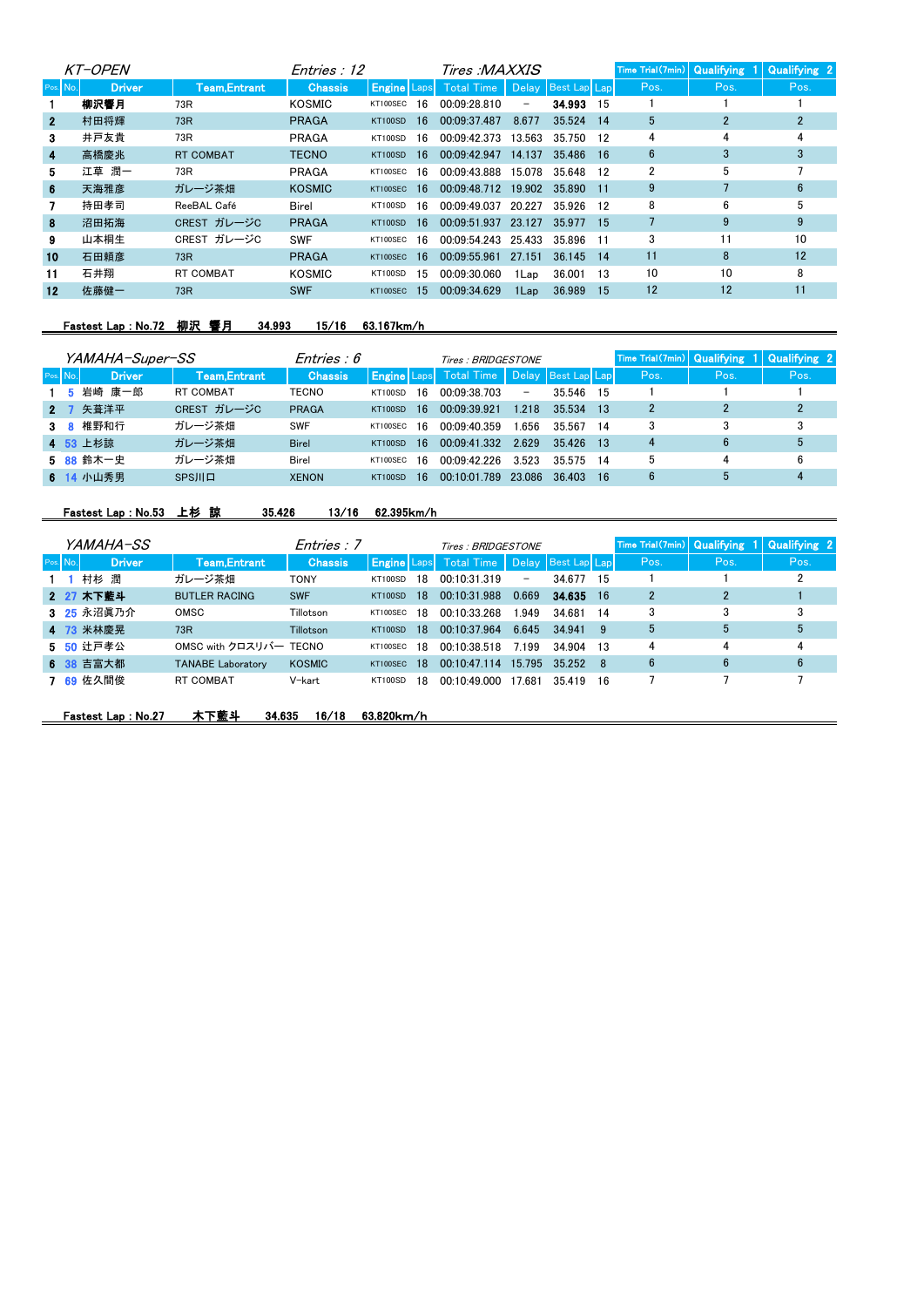## KT-OPEN

Entries : 12　　Tires :MAXXIS

| Pos. | No. | Driver | Team,Entrant | Chassis | Engine | Laps | Total Time | Delay | Best Lap | Lap | Time Trial(7min) Pos. | Qualifying 1 Pos. | Qualifying 2 Pos. |
|---|---|---|---|---|---|---|---|---|---|---|---|---|---|
| 1 | | 柳沢響月 | 73R | KOSMIC | KT100SEC | 16 | 00:09:28.810 | － | 34.993 | 15 | 1 | 1 | 1 |
| 2 | | 村田将輝 | 73R | PRAGA | KT100SD | 16 | 00:09:37.487 | 8.677 | 35.524 | 14 | 5 | 2 | 2 |
| 3 | | 井戸友貴 | 73R | PRAGA | KT100SD | 16 | 00:09:42.373 | 13.563 | 35.750 | 12 | 4 | 4 | 4 |
| 4 | | 高橋慶兆 | RT COMBAT | TECNO | KT100SD | 16 | 00:09:42.947 | 14.137 | 35.486 | 16 | 6 | 3 | 3 |
| 5 | | 江草　潤一 | 73R | PRAGA | KT100SEC | 16 | 00:09:43.888 | 15.078 | 35.648 | 12 | 2 | 5 | 7 |
| 6 | | 天海雅彦 | ガレージ茶畑 | KOSMIC | KT100SEC | 16 | 00:09:48.712 | 19.902 | 35.890 | 11 | 9 | 7 | 6 |
| 7 | | 持田孝司 | ReeBAL Café | Birel | KT100SD | 16 | 00:09:49.037 | 20.227 | 35.926 | 12 | 8 | 6 | 5 |
| 8 | | 沼田拓海 | CREST ガレージC | PRAGA | KT100SD | 16 | 00:09:51.937 | 23.127 | 35.977 | 15 | 7 | 9 | 9 |
| 9 | | 山本桐生 | CREST ガレージC | SWF | KT100SEC | 16 | 00:09:54.243 | 25.433 | 35.896 | 11 | 3 | 11 | 10 |
| 10 | | 石田頼彦 | 73R | PRAGA | KT100SEC | 16 | 00:09:55.961 | 27.151 | 36.145 | 14 | 11 | 8 | 12 |
| 11 | | 石井翔 | RT COMBAT | KOSMIC | KT100SD | 15 | 00:09:30.060 | 1Lap | 36.001 | 13 | 10 | 10 | 8 |
| 12 | | 佐藤健一 | 73R | SWF | KT100SEC | 15 | 00:09:34.629 | 1Lap | 36.989 | 15 | 12 | 12 | 11 |

**Fastest Lap : No.72　柳沢　響月　　34.993　　15/16　　63.167km/h**

## YAMAHA-Super-SS

Entries : 6　　Tires : BRIDGESTONE

| Pos. | No. | Driver | Team,Entrant | Chassis | Engine | Laps | Total Time | Delay | Best Lap | Lap | Time Trial(7min) Pos. | Qualifying 1 Pos. | Qualifying 2 Pos. |
|---|---|---|---|---|---|---|---|---|---|---|---|---|---|
| 1 | 5 | 岩崎　康一郎 | RT COMBAT | TECNO | KT100SD | 16 | 00:09:38.703 | － | 35.546 | 15 | 1 | 1 | 1 |
| 2 | 7 | 矢葺洋平 | CREST ガレージC | PRAGA | KT100SD | 16 | 00:09:39.921 | 1.218 | 35.534 | 13 | 2 | 2 | 2 |
| 3 | 8 | 椎野和行 | ガレージ茶畑 | SWF | KT100SEC | 16 | 00:09:40.359 | 1.656 | 35.567 | 14 | 3 | 3 | 3 |
| 4 | 53 | 上杉諒 | ガレージ茶畑 | Birel | KT100SD | 16 | 00:09:41.332 | 2.629 | 35.426 | 13 | 4 | 6 | 5 |
| 5 | 88 | 鈴木一史 | ガレージ茶畑 | Birel | KT100SEC | 16 | 00:09:42.226 | 3.523 | 35.575 | 14 | 5 | 4 | 6 |
| 6 | 14 | 小山秀男 | SPS川口 | XENON | KT100SD | 16 | 00:10:01.789 | 23.086 | 36.403 | 16 | 6 | 5 | 4 |

**Fastest Lap : No.53　上杉　諒　　35.426　　13/16　　62.395km/h**

## YAMAHA-SS

Entries : 7　　Tires : BRIDGESTONE

| Pos. | No. | Driver | Team,Entrant | Chassis | Engine | Laps | Total Time | Delay | Best Lap | Lap | Time Trial(7min) Pos. | Qualifying 1 Pos. | Qualifying 2 Pos. |
|---|---|---|---|---|---|---|---|---|---|---|---|---|---|
| 1 | 1 | 村杉　潤 | ガレージ茶畑 | TONY | KT100SD | 18 | 00:10:31.319 | － | 34.677 | 15 | 1 | 1 | 2 |
| 2 | 27 | 木下藍斗 | BUTLER RACING | SWF | KT100SD | 18 | 00:10:31.988 | 0.669 | 34.635 | 16 | 2 | 2 | 1 |
| 3 | 25 | 永沼眞乃介 | OMSC | Tillotson | KT100SEC | 18 | 00:10:33.268 | 1.949 | 34.681 | 14 | 3 | 3 | 3 |
| 4 | 73 | 米林慶晃 | 73R | Tillotson | KT100SD | 18 | 00:10:37.964 | 6.645 | 34.941 | 9 | 5 | 5 | 5 |
| 5 | 50 | 辻戸孝公 | OMSC with クロスリバー | TECNO | KT100SEC | 18 | 00:10:38.518 | 7.199 | 34.904 | 13 | 4 | 4 | 4 |
| 6 | 38 | 吉富大都 | TANABE Laboratory | KOSMIC | KT100SEC | 18 | 00:10:47.114 | 15.795 | 35.252 | 8 | 6 | 6 | 6 |
| 7 | 69 | 佐久間俊 | RT COMBAT | V-kart | KT100SD | 18 | 00:10:49.000 | 17.681 | 35.419 | 16 | 7 | 7 | 7 |

**Fastest Lap : No.27　　木下藍斗　　34.635　　16/18　　63.820km/h**